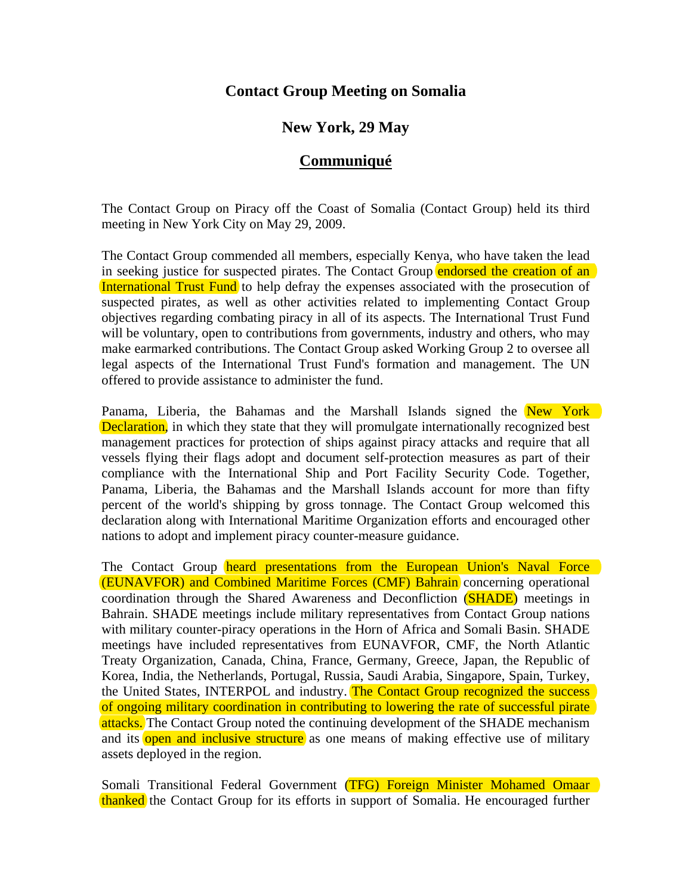# Contact Group Meeting on Somalia

## New York, 29 May

## Communiqué

The Contact Group on Piracy off the Coast of Somalia (Contact Group) held its third meeting in New York City on May 29, 2009.

The Contact Group commended all members, especially Kenya, who have taken the lead in seeking justice for suspected pirates. The Contact Group endorsed the creation of an International Trust Fund to help defray the expenses associated with the prosecution of suspected pirates, as well as other activities related to implementing Contact Group objectives regarding combating piracy in all of its aspects. The International Trust Fund will be voluntary, open to contributions from governments, industry and others, who may make earmarked contributions. The Contact Group asked Working Group 2 to oversee all legal aspects of the International Trust Fund's formation and management. The UN offered to provide assistance to administer the fund.

Panama, Liberia, the Bahamas and the Marshall Islands signed the New York Declaration, in which they state that they will promulgate internationally recognized best management practices for protection of ships against piracy attacks and require that all vessels flying their flags adopt and document self-protection measures as part of their compliance with the International Ship and Port Facility Security Code. Together, Panama, Liberia, the Bahamas and the Marshall Islands account for more than fifty percent of the world's shipping by gross tonnage. The Contact Group welcomed this declaration along with International Maritime Organization efforts and encouraged other nations to adopt and implement piracy counter-measure guidance.

The Contact Group heard presentations from the European Union's Naval Force (EUNAVFOR) and Combined Maritime Forces (CMF) Bahrain concerning operational coordination through the Shared Awareness and Deconfliction (SHADE) meetings in Bahrain. SHADE meetings include military representatives from Contact Group nations with military counter-piracy operations in the Horn of Africa and Somali Basin. SHADE meetings have included representatives from EUNAVFOR, CMF, the North Atlantic Treaty Organization, Canada, China, France, Germany, Greece, Japan, the Republic of Korea, India, the Netherlands, Portugal, Russia, Saudi Arabia, Singapore, Spain, Turkey, the United States, INTERPOL and industry. The Contact Group recognized the success of ongoing military coordination in contributing to lowering the rate of successful pirate attacks. The Contact Group noted the continuing development of the SHADE mechanism and its open and inclusive structure as one means of making effective use of military assets deployed in the region.

Somali Transitional Federal Government (TFG) Foreign Minister Mohamed Omaar thanked the Contact Group for its efforts in support of Somalia. He encouraged further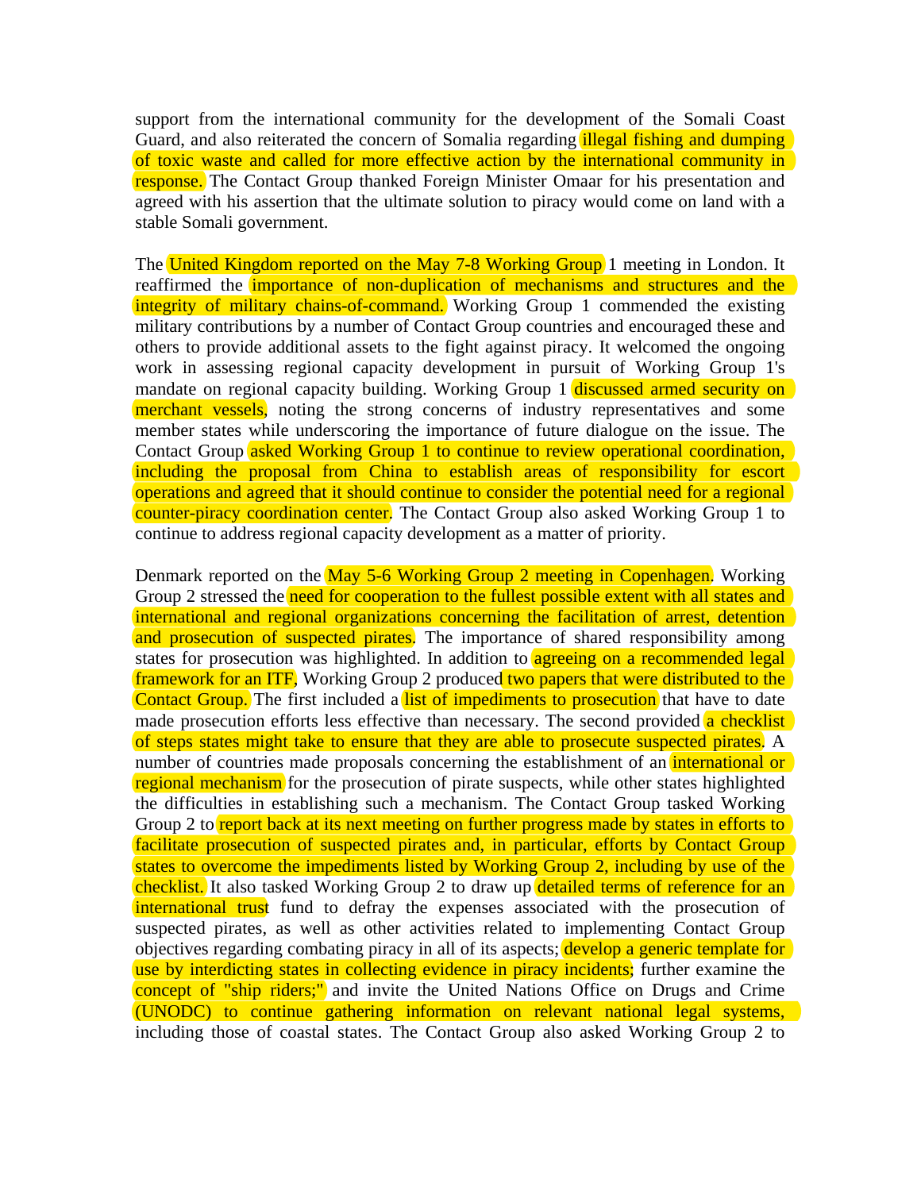support from the international community for the development of the Somali Coast Guard, and also reiterated the concern of Somalia regarding illegal fishing and dumping of toxic waste and called for more effective action by the international community in response. The Contact Group thanked Foreign Minister Omaar for his presentation and agreed with his assertion that the ultimate solution to piracy would come on land with a stable Somali government.

The United Kingdom reported on the May 7-8 Working Group 1 meeting in London. It reaffirmed the importance of non-duplication of mechanisms and structures and the integrity of military chains-of-command. Working Group 1 commended the existing military contributions by a number of Contact Group countries and encouraged these and others to provide additional assets to the fight against piracy. It welcomed the ongoing work in assessing regional capacity development in pursuit of Working Group 1's mandate on regional capacity building. Working Group 1 discussed armed security on merchant vessels, noting the strong concerns of industry representatives and some member states while underscoring the importance of future dialogue on the issue. The Contact Group asked Working Group 1 to continue to review operational coordination, including the proposal from China to establish areas of responsibility for escort operations and agreed that it should continue to consider the potential need for a regional counter-piracy coordination center. The Contact Group also asked Working Group 1 to continue to address regional capacity development as a matter of priority.

Denmark reported on the May 5-6 Working Group 2 meeting in Copenhagen. Working Group 2 stressed the need for cooperation to the fullest possible extent with all states and international and regional organizations concerning the facilitation of arrest, detention and prosecution of suspected pirates. The importance of shared responsibility among states for prosecution was highlighted. In addition to agreeing on a recommended legal framework for an ITF, Working Group 2 produced two papers that were distributed to the Contact Group. The first included a list of impediments to prosecution that have to date made prosecution efforts less effective than necessary. The second provided a checklist of steps states might take to ensure that they are able to prosecute suspected pirates. A number of countries made proposals concerning the establishment of an international or regional mechanism for the prosecution of pirate suspects, while other states highlighted the difficulties in establishing such a mechanism. The Contact Group tasked Working Group 2 to report back at its next meeting on further progress made by states in efforts to facilitate prosecution of suspected pirates and, in particular, efforts by Contact Group states to overcome the impediments listed by Working Group 2, including by use of the checklist. It also tasked Working Group 2 to draw up detailed terms of reference for an international trust fund to defray the expenses associated with the prosecution of suspected pirates, as well as other activities related to implementing Contact Group objectives regarding combating piracy in all of its aspects; develop a generic template for use by interdicting states in collecting evidence in piracy incidents; further examine the concept of "ship riders;" and invite the United Nations Office on Drugs and Crime (UNODC) to continue gathering information on relevant national legal systems, including those of coastal states. The Contact Group also asked Working Group 2 to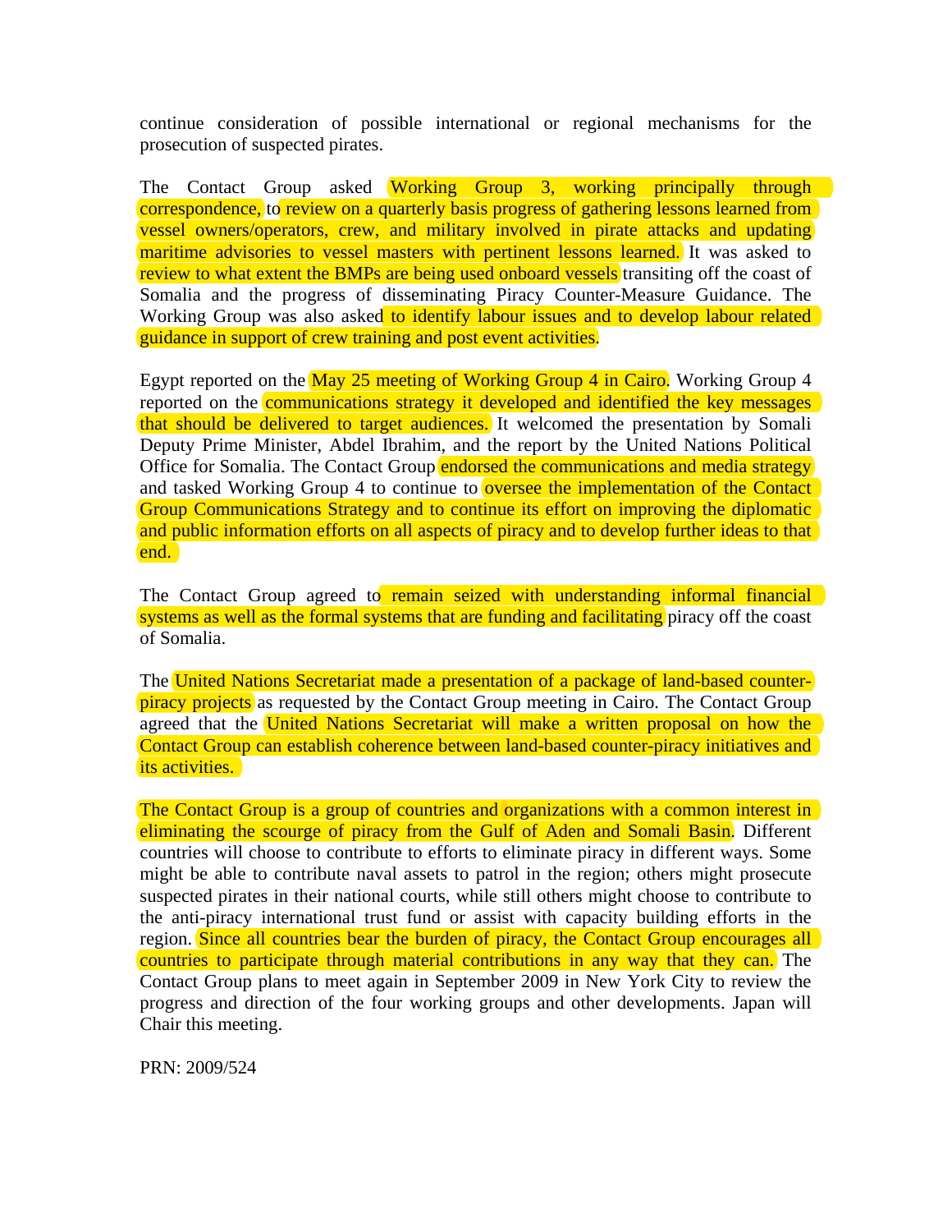continue consideration of possible international or regional mechanisms for the prosecution of suspected pirates.

The Contact Group asked Working Group 3, working principally through correspondence, to review on a quarterly basis progress of gathering lessons learned from vessel owners/operators, crew, and military involved in pirate attacks and updating maritime advisories to vessel masters with pertinent lessons learned. It was asked to review to what extent the BMPs are being used onboard vessels transiting off the coast of Somalia and the progress of disseminating Piracy Counter-Measure Guidance. The Working Group was also asked to identify labour issues and to develop labour related guidance in support of crew training and post event activities.

Egypt reported on the May 25 meeting of Working Group 4 in Cairo. Working Group 4 reported on the communications strategy it developed and identified the key messages that should be delivered to target audiences. It welcomed the presentation by Somali Deputy Prime Minister, Abdel Ibrahim, and the report by the United Nations Political Office for Somalia. The Contact Group endorsed the communications and media strategy and tasked Working Group 4 to continue to oversee the implementation of the Contact Group Communications Strategy and to continue its effort on improving the diplomatic and public information efforts on all aspects of piracy and to develop further ideas to that end.

The Contact Group agreed to remain seized with understanding informal financial systems as well as the formal systems that are funding and facilitating piracy off the coast of Somalia.

The United Nations Secretariat made a presentation of a package of land-based counter-piracy projects as requested by the Contact Group meeting in Cairo. The Contact Group agreed that the United Nations Secretariat will make a written proposal on how the Contact Group can establish coherence between land-based counter-piracy initiatives and its activities.

The Contact Group is a group of countries and organizations with a common interest in eliminating the scourge of piracy from the Gulf of Aden and Somali Basin. Different countries will choose to contribute to efforts to eliminate piracy in different ways. Some might be able to contribute naval assets to patrol in the region; others might prosecute suspected pirates in their national courts, while still others might choose to contribute to the anti-piracy international trust fund or assist with capacity building efforts in the region. Since all countries bear the burden of piracy, the Contact Group encourages all countries to participate through material contributions in any way that they can. The Contact Group plans to meet again in September 2009 in New York City to review the progress and direction of the four working groups and other developments. Japan will Chair this meeting.

PRN: 2009/524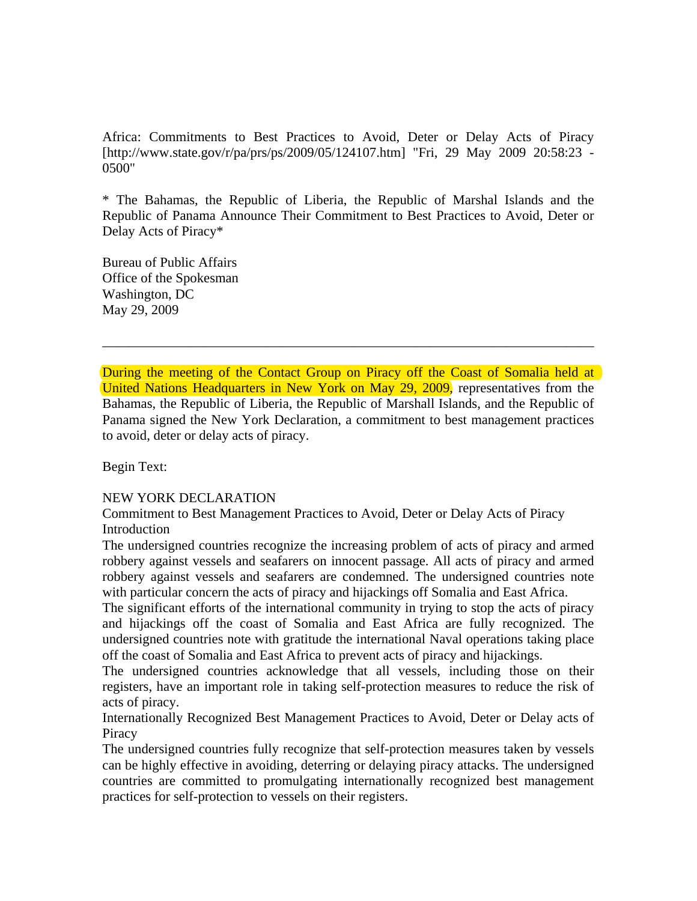Africa: Commitments to Best Practices to Avoid, Deter or Delay Acts of Piracy [http://www.state.gov/r/pa/prs/ps/2009/05/124107.htm] "Fri, 29 May 2009 20:58:23 -0500"

*The Bahamas, the Republic of Liberia, the Republic of Marshal Islands and the Republic of Panama Announce Their Commitment to Best Practices to Avoid, Deter or Delay Acts of Piracy*

Bureau of Public Affairs
Office of the Spokesman
Washington, DC
May 29, 2009

---

During the meeting of the Contact Group on Piracy off the Coast of Somalia held at United Nations Headquarters in New York on May 29, 2009, representatives from the Bahamas, the Republic of Liberia, the Republic of Marshall Islands, and the Republic of Panama signed the New York Declaration, a commitment to best management practices to avoid, deter or delay acts of piracy.

Begin Text:

NEW YORK DECLARATION
Commitment to Best Management Practices to Avoid, Deter or Delay Acts of Piracy
Introduction

The undersigned countries recognize the increasing problem of acts of piracy and armed robbery against vessels and seafarers on innocent passage. All acts of piracy and armed robbery against vessels and seafarers are condemned. The undersigned countries note with particular concern the acts of piracy and hijackings off Somalia and East Africa.

The significant efforts of the international community in trying to stop the acts of piracy and hijackings off the coast of Somalia and East Africa are fully recognized. The undersigned countries note with gratitude the international Naval operations taking place off the coast of Somalia and East Africa to prevent acts of piracy and hijackings.

The undersigned countries acknowledge that all vessels, including those on their registers, have an important role in taking self-protection measures to reduce the risk of acts of piracy.

Internationally Recognized Best Management Practices to Avoid, Deter or Delay acts of Piracy

The undersigned countries fully recognize that self-protection measures taken by vessels can be highly effective in avoiding, deterring or delaying piracy attacks. The undersigned countries are committed to promulgating internationally recognized best management practices for self-protection to vessels on their registers.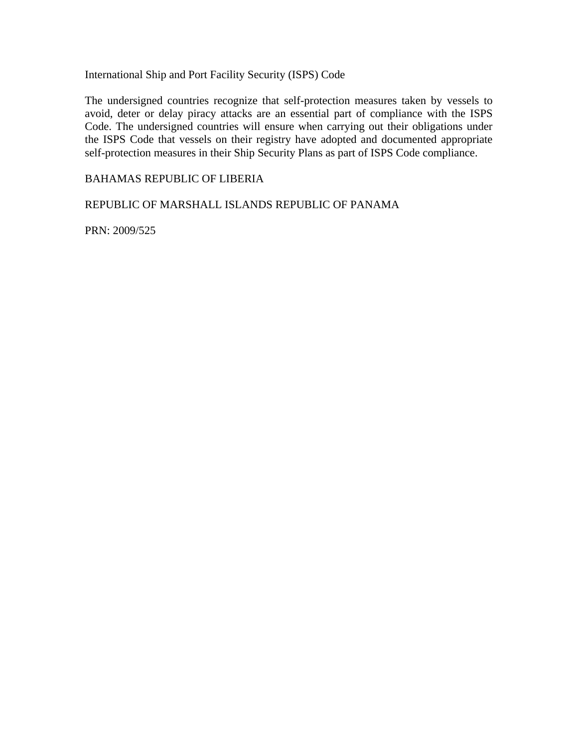International Ship and Port Facility Security (ISPS) Code

The undersigned countries recognize that self-protection measures taken by vessels to avoid, deter or delay piracy attacks are an essential part of compliance with the ISPS Code. The undersigned countries will ensure when carrying out their obligations under the ISPS Code that vessels on their registry have adopted and documented appropriate self-protection measures in their Ship Security Plans as part of ISPS Code compliance.

BAHAMAS REPUBLIC OF LIBERIA

REPUBLIC OF MARSHALL ISLANDS REPUBLIC OF PANAMA

PRN: 2009/525